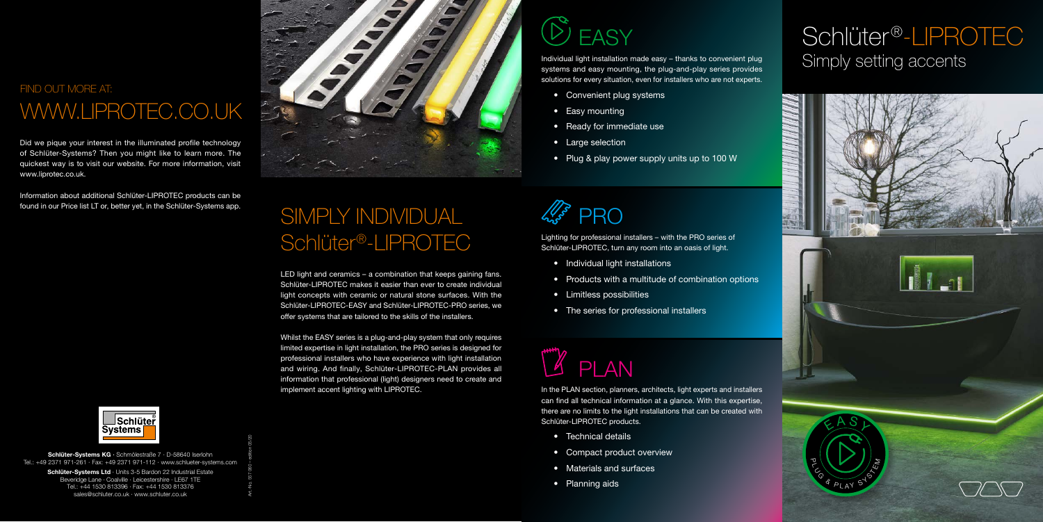## FIND OUT MORE AT:

# WWW.LIPROTEC.CO.UK

Did we pique your interest in the illuminated profile technology of Schlüter-Systems? Then you might like to learn more. The quickest way is to visit our website. For more information, visit www.liprotec.co.uk.

Information about additional Schlüter-LIPROTEC products can be found in our Price list LT or, better yet, in the Schlüter-Systems app.

**Schlüter-Systems KG** · Schmölestraße 7 · D-58640 Iserlohn
Tel.: +49 2371 971-261 · Fax: +49 2371 971-112 · www.schlueter-systems.com

**Schlüter-Systems Ltd** · Units 3-5 Bardon 22 Industrial Estate
Beveridge Lane · Coalville · Leicestershire · LE67 1TE
Tel.: +44 1530 813396 · Fax: +44 1530 813376
sales@schluter.co.uk · www.schluter.co.uk

Art.-No. 557 900 – edition 05/20

# SIMPLY INDIVIDUAL Schlüter®-LIPROTEC

LED light and ceramics – a combination that keeps gaining fans. Schlüter-LIPROTEC makes it easier than ever to create individual light concepts with ceramic or natural stone surfaces. With the Schlüter-LIPROTEC-EASY and Schlüter-LIPROTEC-PRO series, we offer systems that are tailored to the skills of the installers.

Whilst the EASY series is a plug-and-play system that only requires limited expertise in light installation, the PRO series is designed for professional installers who have experience with light installation and wiring. And finally, Schlüter-LIPROTEC-PLAN provides all information that professional (light) designers need to create and implement accent lighting with LIPROTEC.

## EASY

Individual light installation made easy – thanks to convenient plug systems and easy mounting, the plug-and-play series provides solutions for every situation, even for installers who are not experts.

- Convenient plug systems
- Easy mounting
- Ready for immediate use
- Large selection
- Plug & play power supply units up to 100 W

## PRO

Lighting for professional installers – with the PRO series of Schlüter-LIPROTEC, turn any room into an oasis of light.

- Individual light installations
- Products with a multitude of combination options
- Limitless possibilities
- The series for professional installers

## PLAN

In the PLAN section, planners, architects, light experts and installers can find all technical information at a glance. With this expertise, there are no limits to the light installations that can be created with Schlüter-LIPROTEC products.

- Technical details
- Compact product overview
- Materials and surfaces
- Planning aids

# Schlüter®-LIPROTEC

## Simply setting accents

EASY PLUG & PLAY SYSTEM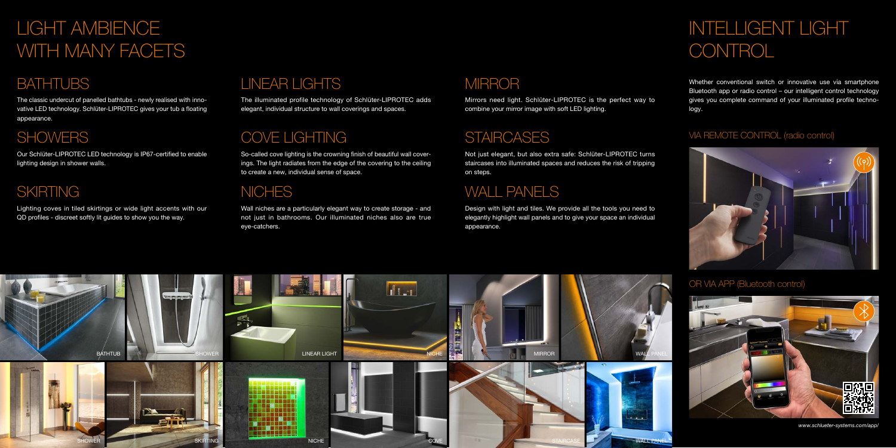# LIGHT AMBIENCE WITH MANY FACETS

## BATHTUBS

The classic undercut of panelled bathtubs - newly realised with innovative LED technology. Schlüter-LIPROTEC gives your tub a floating appearance.

## SHOWERS

Our Schlüter-LIPROTEC LED technology is IP67-certified to enable lighting design in shower walls.

## SKIRTING

Lighting coves in tiled skirtings or wide light accents with our QD profiles - discreet softly lit guides to show you the way.

## LINEAR LIGHTS

The illuminated profile technology of Schlüter-LIPROTEC adds elegant, individual structure to wall coverings and spaces.

## COVE LIGHTING

So-called cove lighting is the crowning finish of beautiful wall coverings. The light radiates from the edge of the covering to the ceiling to create a new, individual sense of space.

## NICHES

Wall niches are a particularly elegant way to create storage - and not just in bathrooms. Our illuminated niches also are true eye-catchers.

## MIRROR

Mirrors need light. Schlüter-LIPROTEC is the perfect way to combine your mirror image with soft LED lighting.

## STAIRCASES

Not just elegant, but also extra safe: Schlüter-LIPROTEC turns staircases into illuminated spaces and reduces the risk of tripping on steps.

## WALL PANELS

Design with light and tiles. We provide all the tools you need to elegantly highlight wall panels and to give your space an individual appearance.

BATHTUB

SHOWER

LINEAR LIGHT

NICHE

MIRROR

WALL PANEL

SHOWER

SKIRTING

NICHE

COVE

STAIRCASE

WALL PANEL

# INTELLIGENT LIGHT CONTROL

Whether conventional switch or innovative use via smartphone Bluetooth app or radio control – our intelligent control technology gives you complete command of your illuminated profile technology.

### VIA REMOTE CONTROL (radio control)

### OR VIA APP (Bluetooth control)

*www.schlueter-systems.com/app/*